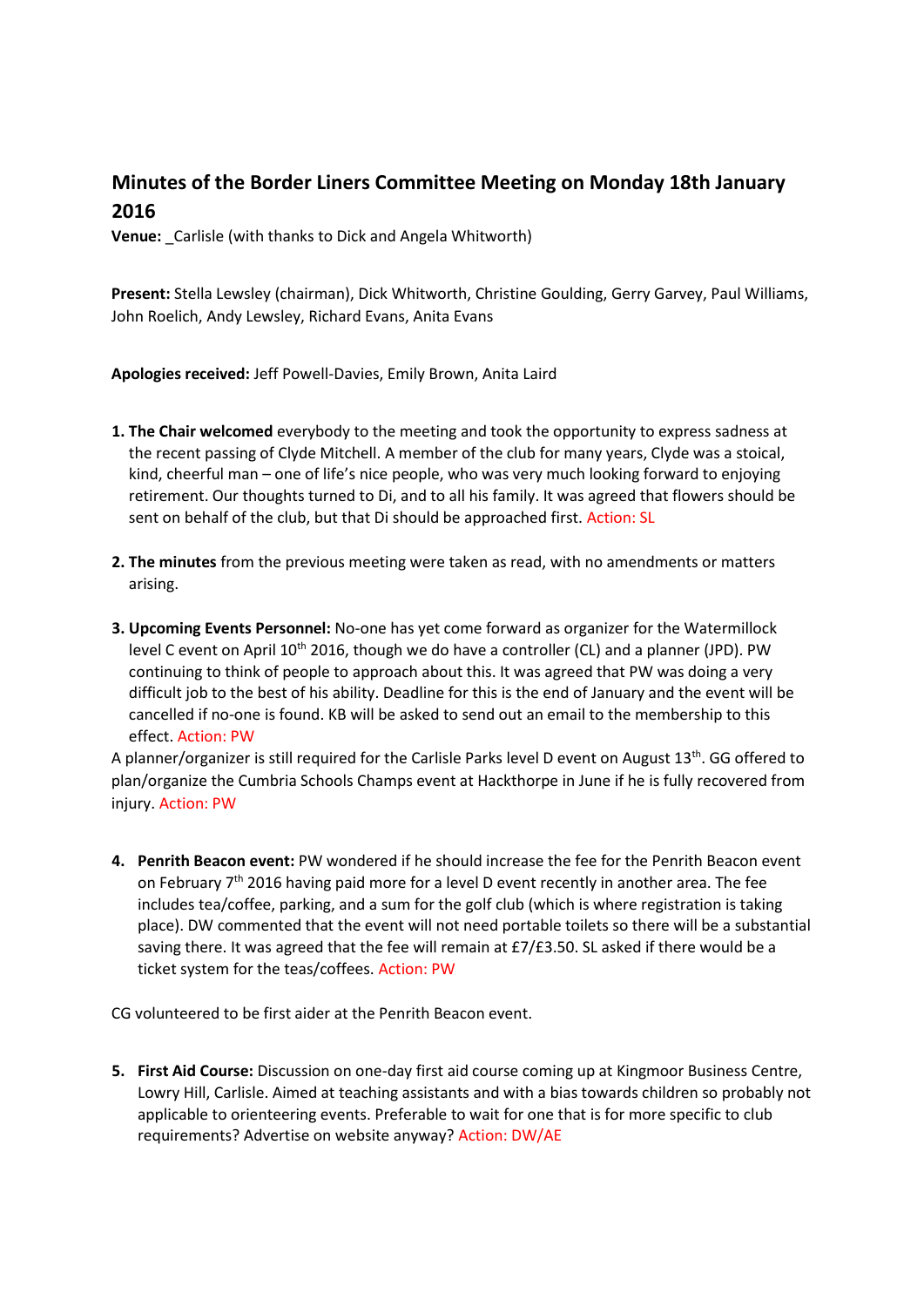# Minutes of the Border Liners Committee Meeting on Monday 18th January 2016

**Venue:** _Carlisle (with thanks to Dick and Angela Whitworth)

**Present:** Stella Lewsley (chairman), Dick Whitworth, Christine Goulding, Gerry Garvey, Paul Williams, John Roelich, Andy Lewsley, Richard Evans, Anita Evans

**Apologies received:** Jeff Powell-Davies, Emily Brown, Anita Laird

1. **The Chair welcomed** everybody to the meeting and took the opportunity to express sadness at the recent passing of Clyde Mitchell. A member of the club for many years, Clyde was a stoical, kind, cheerful man – one of life's nice people, who was very much looking forward to enjoying retirement. Our thoughts turned to Di, and to all his family. It was agreed that flowers should be sent on behalf of the club, but that Di should be approached first. Action: SL

2. **The minutes** from the previous meeting were taken as read, with no amendments or matters arising.

3. **Upcoming Events Personnel:** No-one has yet come forward as organizer for the Watermillock level C event on April 10th 2016, though we do have a controller (CL) and a planner (JPD). PW continuing to think of people to approach about this. It was agreed that PW was doing a very difficult job to the best of his ability. Deadline for this is the end of January and the event will be cancelled if no-one is found. KB will be asked to send out an email to the membership to this effect. Action: PW

A planner/organizer is still required for the Carlisle Parks level D event on August 13th. GG offered to plan/organize the Cumbria Schools Champs event at Hackthorpe in June if he is fully recovered from injury. Action: PW

4. **Penrith Beacon event:** PW wondered if he should increase the fee for the Penrith Beacon event on February 7th 2016 having paid more for a level D event recently in another area. The fee includes tea/coffee, parking, and a sum for the golf club (which is where registration is taking place). DW commented that the event will not need portable toilets so there will be a substantial saving there. It was agreed that the fee will remain at £7/£3.50. SL asked if there would be a ticket system for the teas/coffees. Action: PW

CG volunteered to be first aider at the Penrith Beacon event.

5. **First Aid Course:** Discussion on one-day first aid course coming up at Kingmoor Business Centre, Lowry Hill, Carlisle. Aimed at teaching assistants and with a bias towards children so probably not applicable to orienteering events. Preferable to wait for one that is for more specific to club requirements? Advertise on website anyway? Action: DW/AE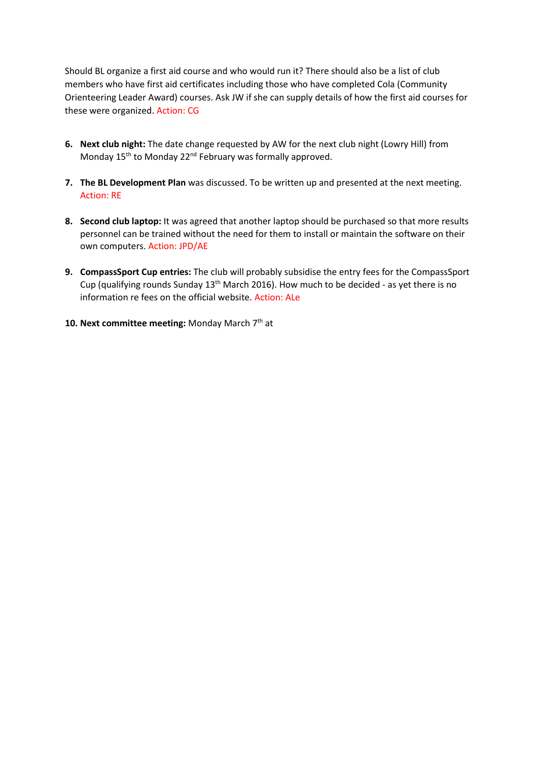Should BL organize a first aid course and who would run it? There should also be a list of club members who have first aid certificates including those who have completed Cola (Community Orienteering Leader Award) courses. Ask JW if she can supply details of how the first aid courses for these were organized. Action: CG

6. **Next club night:** The date change requested by AW for the next club night (Lowry Hill) from Monday 15th to Monday 22nd February was formally approved.

7. **The BL Development Plan** was discussed. To be written up and presented at the next meeting. Action: RE

8. **Second club laptop:** It was agreed that another laptop should be purchased so that more results personnel can be trained without the need for them to install or maintain the software on their own computers. Action: JPD/AE

9. **CompassSport Cup entries:** The club will probably subsidise the entry fees for the CompassSport Cup (qualifying rounds Sunday 13th March 2016). How much to be decided - as yet there is no information re fees on the official website. Action: ALe

10. **Next committee meeting:** Monday March 7th at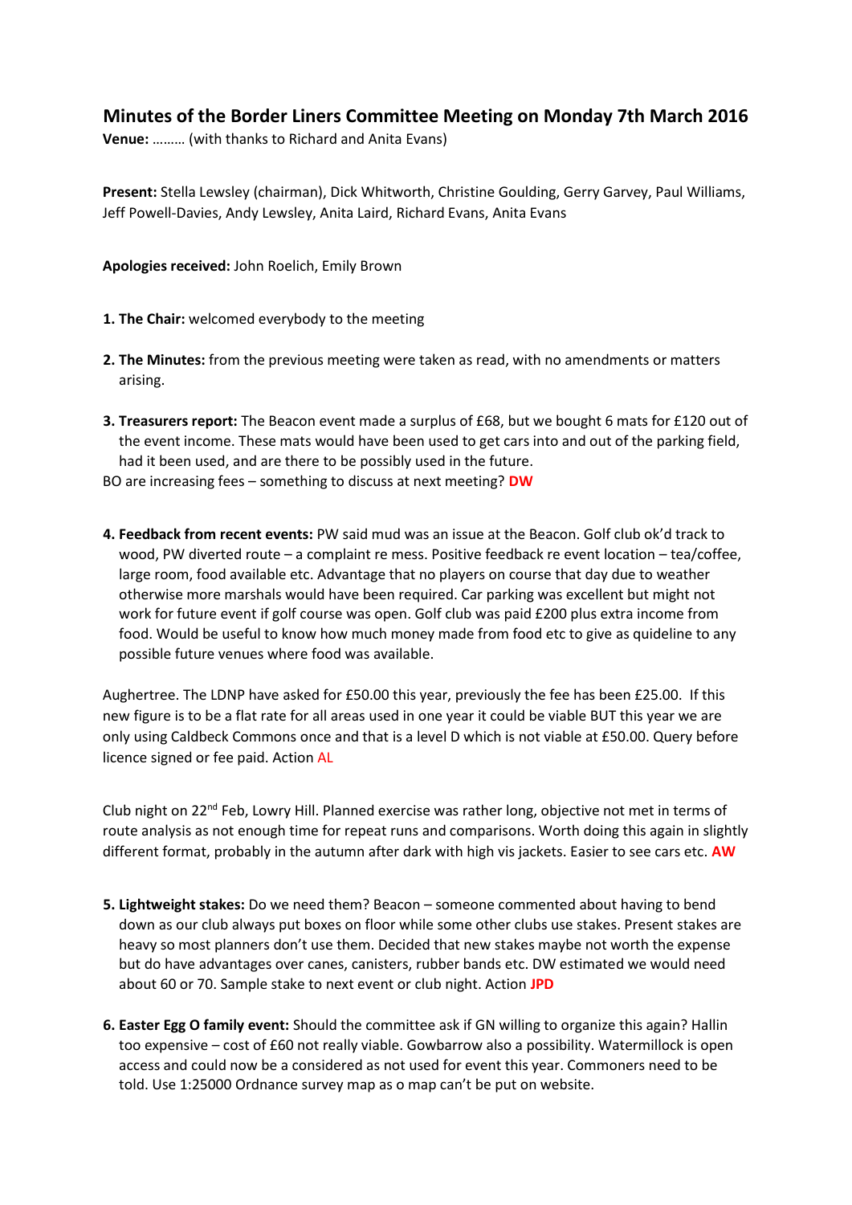# Minutes of the Border Liners Committee Meeting on Monday 7th March 2016

**Venue:** ……… (with thanks to Richard and Anita Evans)

**Present:** Stella Lewsley (chairman), Dick Whitworth, Christine Goulding, Gerry Garvey, Paul Williams, Jeff Powell-Davies, Andy Lewsley, Anita Laird, Richard Evans, Anita Evans

**Apologies received:** John Roelich, Emily Brown

1. **The Chair:** welcomed everybody to the meeting

2. **The Minutes:** from the previous meeting were taken as read, with no amendments or matters arising.

3. **Treasurers report:** The Beacon event made a surplus of £68, but we bought 6 mats for £120 out of the event income. These mats would have been used to get cars into and out of the parking field, had it been used, and are there to be possibly used in the future.

BO are increasing fees – something to discuss at next meeting? **DW**

4. **Feedback from recent events:** PW said mud was an issue at the Beacon. Golf club ok'd track to wood, PW diverted route – a complaint re mess. Positive feedback re event location – tea/coffee, large room, food available etc. Advantage that no players on course that day due to weather otherwise more marshals would have been required. Car parking was excellent but might not work for future event if golf course was open. Golf club was paid £200 plus extra income from food. Would be useful to know how much money made from food etc to give as quideline to any possible future venues where food was available.

Aughertree. The LDNP have asked for £50.00 this year, previously the fee has been £25.00. If this new figure is to be a flat rate for all areas used in one year it could be viable BUT this year we are only using Caldbeck Commons once and that is a level D which is not viable at £50.00. Query before licence signed or fee paid. Action AL

Club night on 22nd Feb, Lowry Hill. Planned exercise was rather long, objective not met in terms of route analysis as not enough time for repeat runs and comparisons. Worth doing this again in slightly different format, probably in the autumn after dark with high vis jackets. Easier to see cars etc. **AW**

5. **Lightweight stakes:** Do we need them? Beacon – someone commented about having to bend down as our club always put boxes on floor while some other clubs use stakes. Present stakes are heavy so most planners don't use them. Decided that new stakes maybe not worth the expense but do have advantages over canes, canisters, rubber bands etc. DW estimated we would need about 60 or 70. Sample stake to next event or club night. Action **JPD**

6. **Easter Egg O family event:** Should the committee ask if GN willing to organize this again? Hallin too expensive – cost of £60 not really viable. Gowbarrow also a possibility. Watermillock is open access and could now be a considered as not used for event this year. Commoners need to be told. Use 1:25000 Ordnance survey map as o map can't be put on website.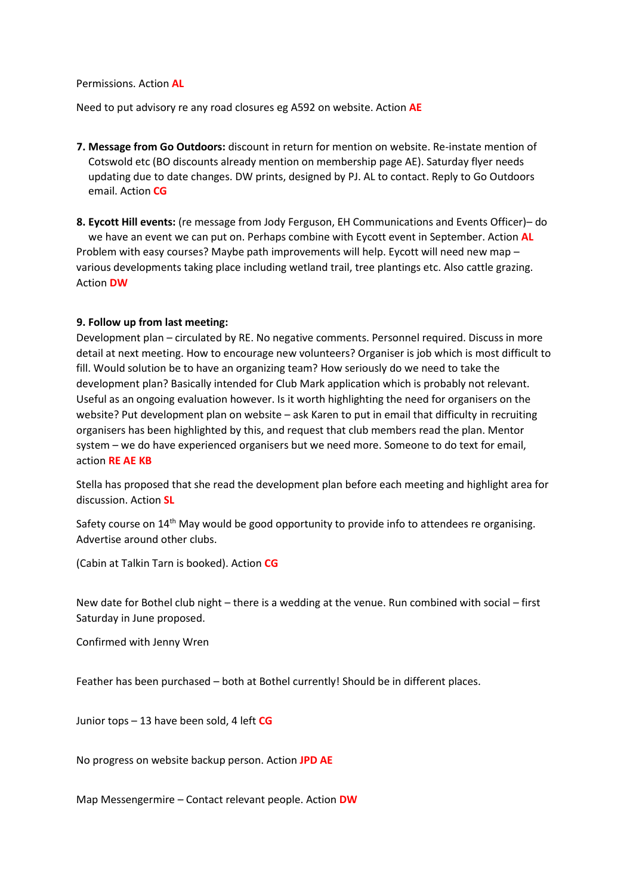Permissions. Action **AL**

Need to put advisory re any road closures eg A592 on website. Action **AE**

7. **Message from Go Outdoors:** discount in return for mention on website. Re-instate mention of Cotswold etc (BO discounts already mention on membership page AE). Saturday flyer needs updating due to date changes. DW prints, designed by PJ. AL to contact. Reply to Go Outdoors email. Action **CG**

8. **Eycott Hill events:** (re message from Jody Ferguson, EH Communications and Events Officer)– do we have an event we can put on. Perhaps combine with Eycott event in September. Action **AL**

Problem with easy courses? Maybe path improvements will help. Eycott will need new map – various developments taking place including wetland trail, tree plantings etc. Also cattle grazing. Action **DW**

**9. Follow up from last meeting:**

Development plan – circulated by RE. No negative comments. Personnel required. Discuss in more detail at next meeting. How to encourage new volunteers? Organiser is job which is most difficult to fill. Would solution be to have an organizing team? How seriously do we need to take the development plan? Basically intended for Club Mark application which is probably not relevant. Useful as an ongoing evaluation however. Is it worth highlighting the need for organisers on the website? Put development plan on website – ask Karen to put in email that difficulty in recruiting organisers has been highlighted by this, and request that club members read the plan. Mentor system – we do have experienced organisers but we need more. Someone to do text for email, action **RE AE KB**

Stella has proposed that she read the development plan before each meeting and highlight area for discussion. Action **SL**

Safety course on 14th May would be good opportunity to provide info to attendees re organising. Advertise around other clubs.

(Cabin at Talkin Tarn is booked). Action **CG**

New date for Bothel club night – there is a wedding at the venue. Run combined with social – first Saturday in June proposed.

Confirmed with Jenny Wren

Feather has been purchased – both at Bothel currently! Should be in different places.

Junior tops – 13 have been sold, 4 left **CG**

No progress on website backup person. Action **JPD AE**

Map Messengermire – Contact relevant people. Action **DW**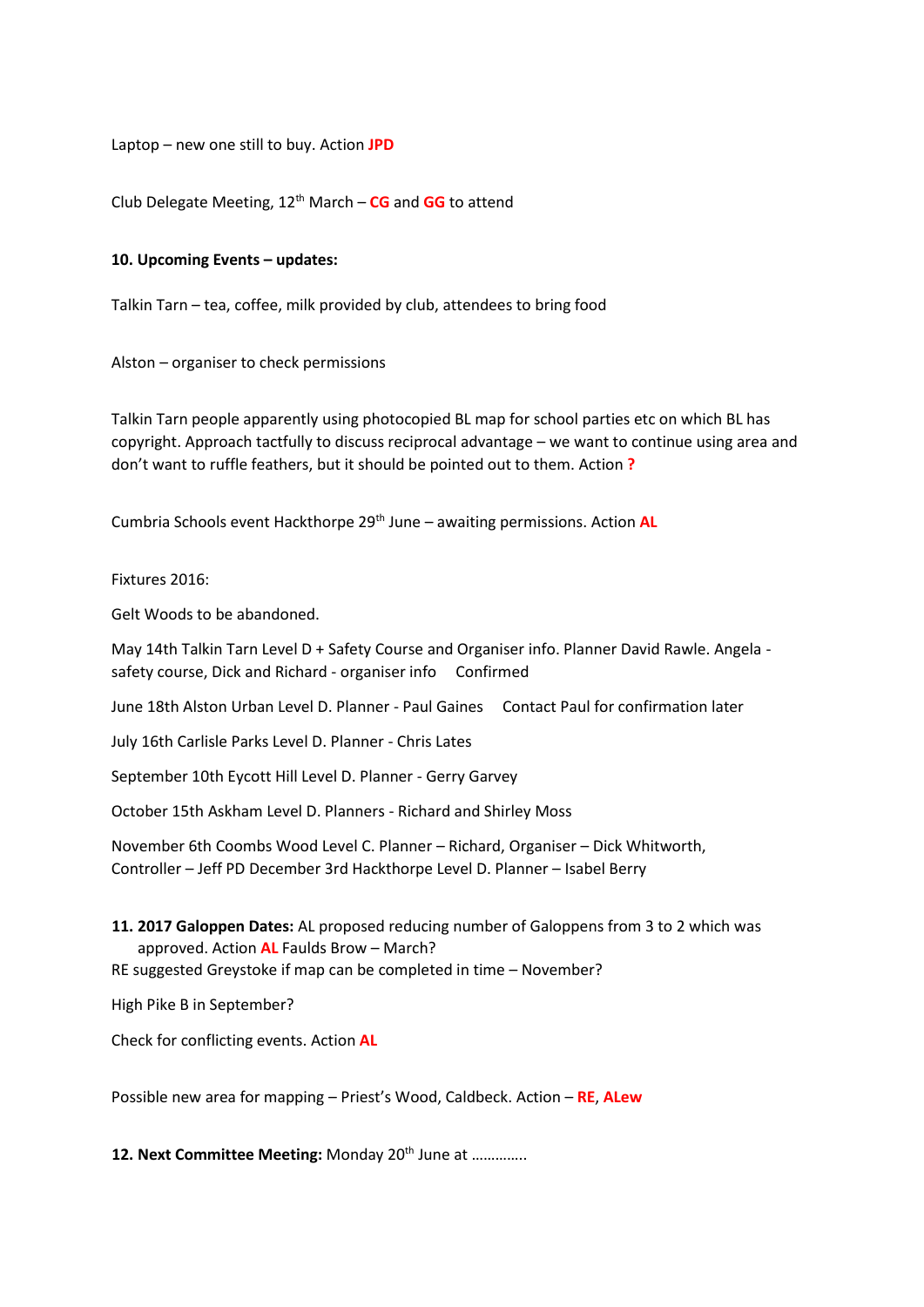Laptop – new one still to buy. Action **JPD**

Club Delegate Meeting, 12th March – **CG** and **GG** to attend

**10. Upcoming Events – updates:**

Talkin Tarn – tea, coffee, milk provided by club, attendees to bring food

Alston – organiser to check permissions

Talkin Tarn people apparently using photocopied BL map for school parties etc on which BL has copyright. Approach tactfully to discuss reciprocal advantage – we want to continue using area and don't want to ruffle feathers, but it should be pointed out to them. Action **?**

Cumbria Schools event Hackthorpe 29th June – awaiting permissions. Action **AL**

Fixtures 2016:

Gelt Woods to be abandoned.

May 14th Talkin Tarn Level D + Safety Course and Organiser info. Planner David Rawle. Angela - safety course, Dick and Richard - organiser info    Confirmed

June 18th Alston Urban Level D. Planner - Paul Gaines    Contact Paul for confirmation later

July 16th Carlisle Parks Level D. Planner - Chris Lates

September 10th Eycott Hill Level D. Planner - Gerry Garvey

October 15th Askham Level D. Planners - Richard and Shirley Moss

November 6th Coombs Wood Level C. Planner – Richard, Organiser – Dick Whitworth, Controller – Jeff PD December 3rd Hackthorpe Level D. Planner – Isabel Berry

**11. 2017 Galoppen Dates:** AL proposed reducing number of Galoppens from 3 to 2 which was approved. Action **AL** Faulds Brow – March?

RE suggested Greystoke if map can be completed in time – November?

High Pike B in September?

Check for conflicting events. Action **AL**

Possible new area for mapping – Priest's Wood, Caldbeck. Action – **RE**, **ALew**

**12. Next Committee Meeting:** Monday 20th June at ………….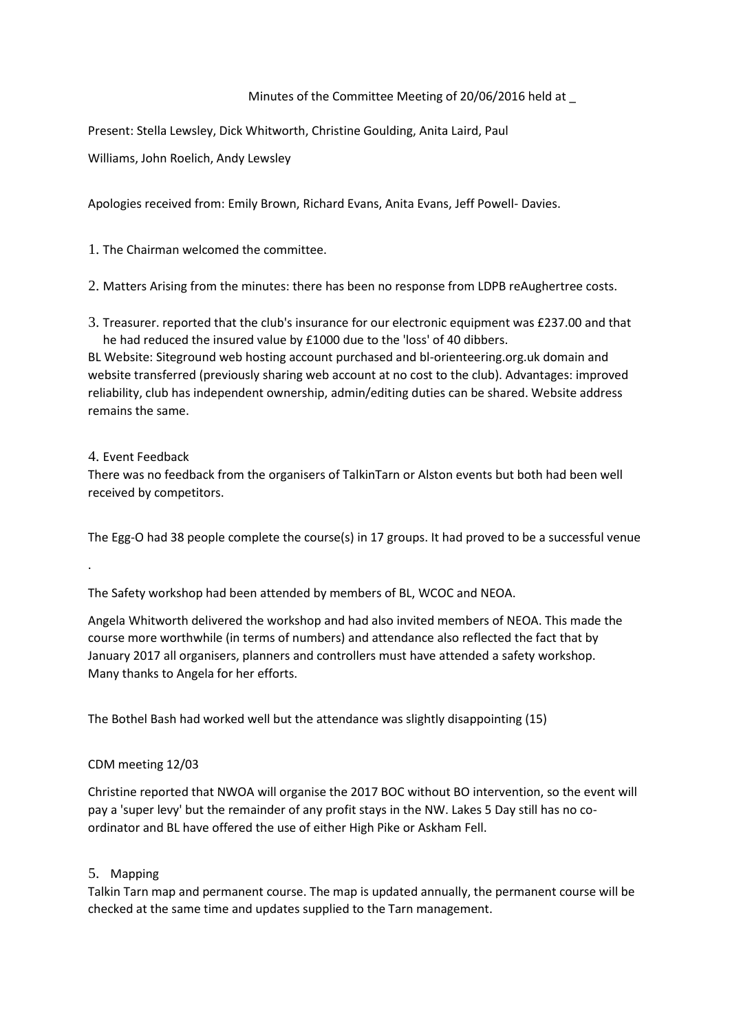Minutes of the Committee Meeting of 20/06/2016 held at _

Present: Stella Lewsley, Dick Whitworth, Christine Goulding, Anita Laird, Paul Williams, John Roelich, Andy Lewsley

Apologies received from: Emily Brown, Richard Evans, Anita Evans, Jeff Powell- Davies.

1. The Chairman welcomed the committee.

2. Matters Arising from the minutes: there has been no response from LDPB reAughertree costs.

3. Treasurer. reported that the club's insurance for our electronic equipment was £237.00 and that he had reduced the insured value by £1000 due to the 'loss' of 40 dibbers.

BL Website: Siteground web hosting account purchased and bl-orienteering.org.uk domain and website transferred (previously sharing web account at no cost to the club). Advantages: improved reliability, club has independent ownership, admin/editing duties can be shared. Website address remains the same.

4. Event Feedback

There was no feedback from the organisers of TalkinTarn or Alston events but both had been well received by competitors.

The Egg-O had 38 people complete the course(s) in 17 groups. It had proved to be a successful venue

.

The Safety workshop had been attended by members of BL, WCOC and NEOA.

Angela Whitworth delivered the workshop and had also invited members of NEOA. This made the course more worthwhile (in terms of numbers) and attendance also reflected the fact that by January 2017 all organisers, planners and controllers must have attended a safety workshop. Many thanks to Angela for her efforts.

The Bothel Bash had worked well but the attendance was slightly disappointing (15)

CDM meeting 12/03

Christine reported that NWOA will organise the 2017 BOC without BO intervention, so the event will pay a 'super levy' but the remainder of any profit stays in the NW. Lakes 5 Day still has no co-ordinator and BL have offered the use of either High Pike or Askham Fell.

5. Mapping

Talkin Tarn map and permanent course. The map is updated annually, the permanent course will be checked at the same time and updates supplied to the Tarn management.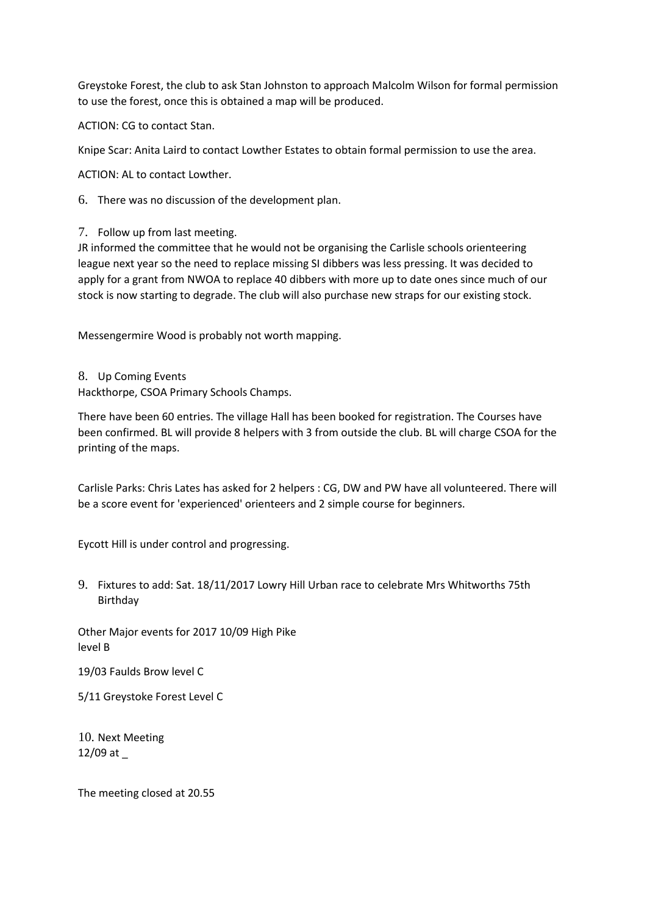Greystoke Forest, the club to ask Stan Johnston to approach Malcolm Wilson for formal permission to use the forest, once this is obtained a map will be produced.

ACTION: CG to contact Stan.

Knipe Scar: Anita Laird to contact Lowther Estates to obtain formal permission to use the area.

ACTION: AL to contact Lowther.

6. There was no discussion of the development plan.

7. Follow up from last meeting.
JR informed the committee that he would not be organising the Carlisle schools orienteering league next year so the need to replace missing SI dibbers was less pressing. It was decided to apply for a grant from NWOA to replace 40 dibbers with more up to date ones since much of our stock is now starting to degrade. The club will also purchase new straps for our existing stock.

Messengermire Wood is probably not worth mapping.

8. Up Coming Events
Hackthorpe, CSOA Primary Schools Champs.

There have been 60 entries. The village Hall has been booked for registration. The Courses have been confirmed. BL will provide 8 helpers with 3 from outside the club. BL will charge CSOA for the printing of the maps.

Carlisle Parks: Chris Lates has asked for 2 helpers : CG, DW and PW have all volunteered. There will be a score event for 'experienced' orienteers and 2 simple course for beginners.

Eycott Hill is under control and progressing.

9. Fixtures to add: Sat. 18/11/2017 Lowry Hill Urban race to celebrate Mrs Whitworths 75th Birthday

Other Major events for 2017 10/09 High Pike level B

19/03 Faulds Brow level C

5/11 Greystoke Forest Level C

10. Next Meeting
12/09 at _

The meeting closed at 20.55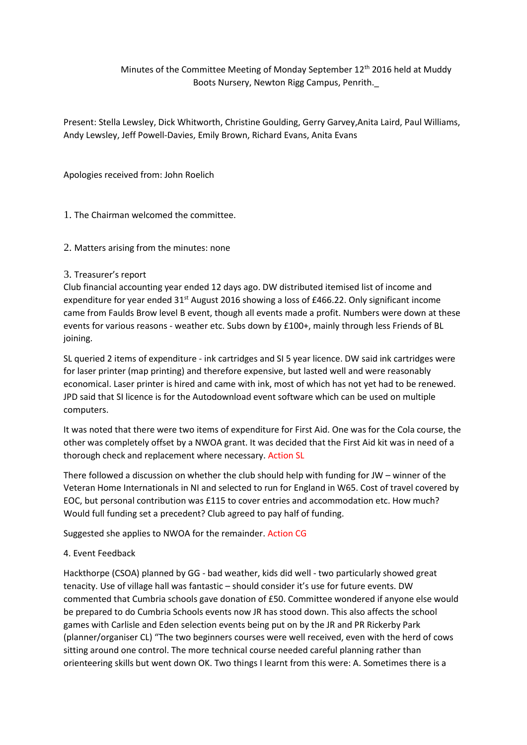Minutes of the Committee Meeting of Monday September 12th 2016 held at Muddy Boots Nursery, Newton Rigg Campus, Penrith._

Present: Stella Lewsley, Dick Whitworth, Christine Goulding, Gerry Garvey,Anita Laird, Paul Williams, Andy Lewsley, Jeff Powell-Davies, Emily Brown, Richard Evans, Anita Evans

Apologies received from: John Roelich

1. The Chairman welcomed the committee.

2. Matters arising from the minutes: none

3. Treasurer's report

Club financial accounting year ended 12 days ago. DW distributed itemised list of income and expenditure for year ended 31st August 2016 showing a loss of £466.22. Only significant income came from Faulds Brow level B event, though all events made a profit. Numbers were down at these events for various reasons - weather etc. Subs down by £100+, mainly through less Friends of BL joining.

SL queried 2 items of expenditure - ink cartridges and SI 5 year licence. DW said ink cartridges were for laser printer (map printing) and therefore expensive, but lasted well and were reasonably economical. Laser printer is hired and came with ink, most of which has not yet had to be renewed. JPD said that SI licence is for the Autodownload event software which can be used on multiple computers.

It was noted that there were two items of expenditure for First Aid. One was for the Cola course, the other was completely offset by a NWOA grant. It was decided that the First Aid kit was in need of a thorough check and replacement where necessary. Action SL

There followed a discussion on whether the club should help with funding for JW – winner of the Veteran Home Internationals in NI and selected to run for England in W65. Cost of travel covered by EOC, but personal contribution was £115 to cover entries and accommodation etc. How much? Would full funding set a precedent? Club agreed to pay half of funding.

Suggested she applies to NWOA for the remainder. Action CG

4. Event Feedback

Hackthorpe (CSOA) planned by GG - bad weather, kids did well - two particularly showed great tenacity. Use of village hall was fantastic – should consider it's use for future events. DW commented that Cumbria schools gave donation of £50. Committee wondered if anyone else would be prepared to do Cumbria Schools events now JR has stood down. This also affects the school games with Carlisle and Eden selection events being put on by the JR and PR Rickerby Park (planner/organiser CL) "The two beginners courses were well received, even with the herd of cows sitting around one control. The more technical course needed careful planning rather than orienteering skills but went down OK. Two things I learnt from this were: A. Sometimes there is a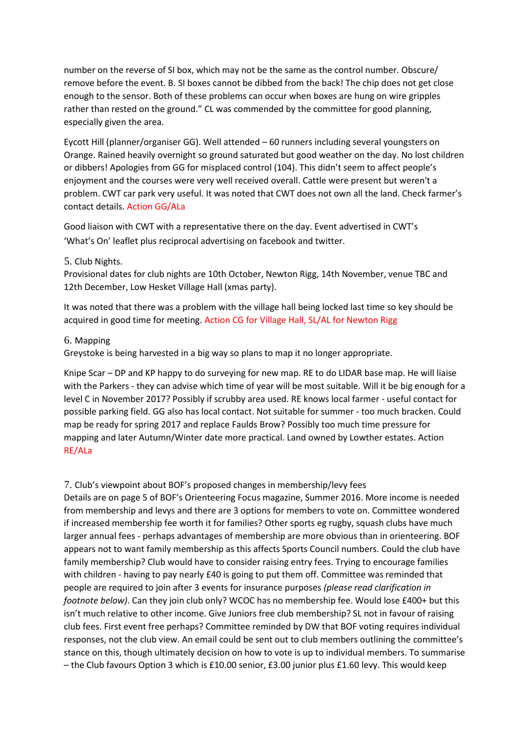number on the reverse of SI box, which may not be the same as the control number. Obscure/ remove before the event. B. SI boxes cannot be dibbed from the back! The chip does not get close enough to the sensor. Both of these problems can occur when boxes are hung on wire gripples rather than rested on the ground." CL was commended by the committee for good planning, especially given the area.

Eycott Hill (planner/organiser GG). Well attended – 60 runners including several youngsters on Orange. Rained heavily overnight so ground saturated but good weather on the day. No lost children or dibbers! Apologies from GG for misplaced control (104). This didn't seem to affect people's enjoyment and the courses were very well received overall. Cattle were present but weren't a problem. CWT car park very useful. It was noted that CWT does not own all the land. Check farmer's contact details. Action GG/ALa

Good liaison with CWT with a representative there on the day. Event advertised in CWT's 'What's On' leaflet plus reciprocal advertising on facebook and twitter.

5. Club Nights.

Provisional dates for club nights are 10th October, Newton Rigg, 14th November, venue TBC and 12th December, Low Hesket Village Hall (xmas party).

It was noted that there was a problem with the village hall being locked last time so key should be acquired in good time for meeting. Action CG for Village Hall, SL/AL for Newton Rigg

6. Mapping

Greystoke is being harvested in a big way so plans to map it no longer appropriate.

Knipe Scar – DP and KP happy to do surveying for new map. RE to do LIDAR base map. He will liaise with the Parkers - they can advise which time of year will be most suitable. Will it be big enough for a level C in November 2017? Possibly if scrubby area used. RE knows local farmer - useful contact for possible parking field. GG also has local contact. Not suitable for summer - too much bracken. Could map be ready for spring 2017 and replace Faulds Brow? Possibly too much time pressure for mapping and later Autumn/Winter date more practical. Land owned by Lowther estates. Action RE/ALa

7. Club's viewpoint about BOF's proposed changes in membership/levy fees

Details are on page 5 of BOF's Orienteering Focus magazine, Summer 2016. More income is needed from membership and levys and there are 3 options for members to vote on. Committee wondered if increased membership fee worth it for families? Other sports eg rugby, squash clubs have much larger annual fees - perhaps advantages of membership are more obvious than in orienteering. BOF appears not to want family membership as this affects Sports Council numbers. Could the club have family membership? Club would have to consider raising entry fees. Trying to encourage families with children - having to pay nearly £40 is going to put them off. Committee was reminded that people are required to join after 3 events for insurance purposes *(please read clarification in footnote below)*. Can they join club only? WCOC has no membership fee. Would lose £400+ but this isn't much relative to other income. Give Juniors free club membership? SL not in favour of raising club fees. First event free perhaps? Committee reminded by DW that BOF voting requires individual responses, not the club view. An email could be sent out to club members outlining the committee's stance on this, though ultimately decision on how to vote is up to individual members. To summarise – the Club favours Option 3 which is £10.00 senior, £3.00 junior plus £1.60 levy. This would keep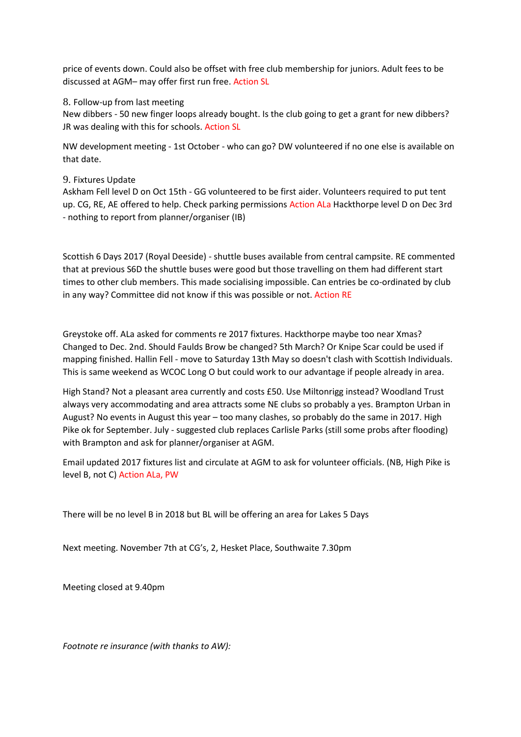price of events down. Could also be offset with free club membership for juniors. Adult fees to be discussed at AGM– may offer first run free. Action SL

8. Follow-up from last meeting
New dibbers - 50 new finger loops already bought. Is the club going to get a grant for new dibbers? JR was dealing with this for schools. Action SL

NW development meeting - 1st October - who can go? DW volunteered if no one else is available on that date.

9. Fixtures Update
Askham Fell level D on Oct 15th - GG volunteered to be first aider. Volunteers required to put tent up. CG, RE, AE offered to help. Check parking permissions Action ALa Hackthorpe level D on Dec 3rd - nothing to report from planner/organiser (IB)

Scottish 6 Days 2017 (Royal Deeside) - shuttle buses available from central campsite. RE commented that at previous S6D the shuttle buses were good but those travelling on them had different start times to other club members. This made socialising impossible. Can entries be co-ordinated by club in any way? Committee did not know if this was possible or not. Action RE

Greystoke off. ALa asked for comments re 2017 fixtures. Hackthorpe maybe too near Xmas? Changed to Dec. 2nd. Should Faulds Brow be changed? 5th March? Or Knipe Scar could be used if mapping finished. Hallin Fell - move to Saturday 13th May so doesn't clash with Scottish Individuals. This is same weekend as WCOC Long O but could work to our advantage if people already in area.

High Stand? Not a pleasant area currently and costs £50. Use Miltonrigg instead? Woodland Trust always very accommodating and area attracts some NE clubs so probably a yes. Brampton Urban in August? No events in August this year – too many clashes, so probably do the same in 2017. High Pike ok for September. July - suggested club replaces Carlisle Parks (still some probs after flooding) with Brampton and ask for planner/organiser at AGM.

Email updated 2017 fixtures list and circulate at AGM to ask for volunteer officials. (NB, High Pike is level B, not C) Action ALa, PW

There will be no level B in 2018 but BL will be offering an area for Lakes 5 Days

Next meeting. November 7th at CG's, 2, Hesket Place, Southwaite 7.30pm

Meeting closed at 9.40pm

*Footnote re insurance (with thanks to AW):*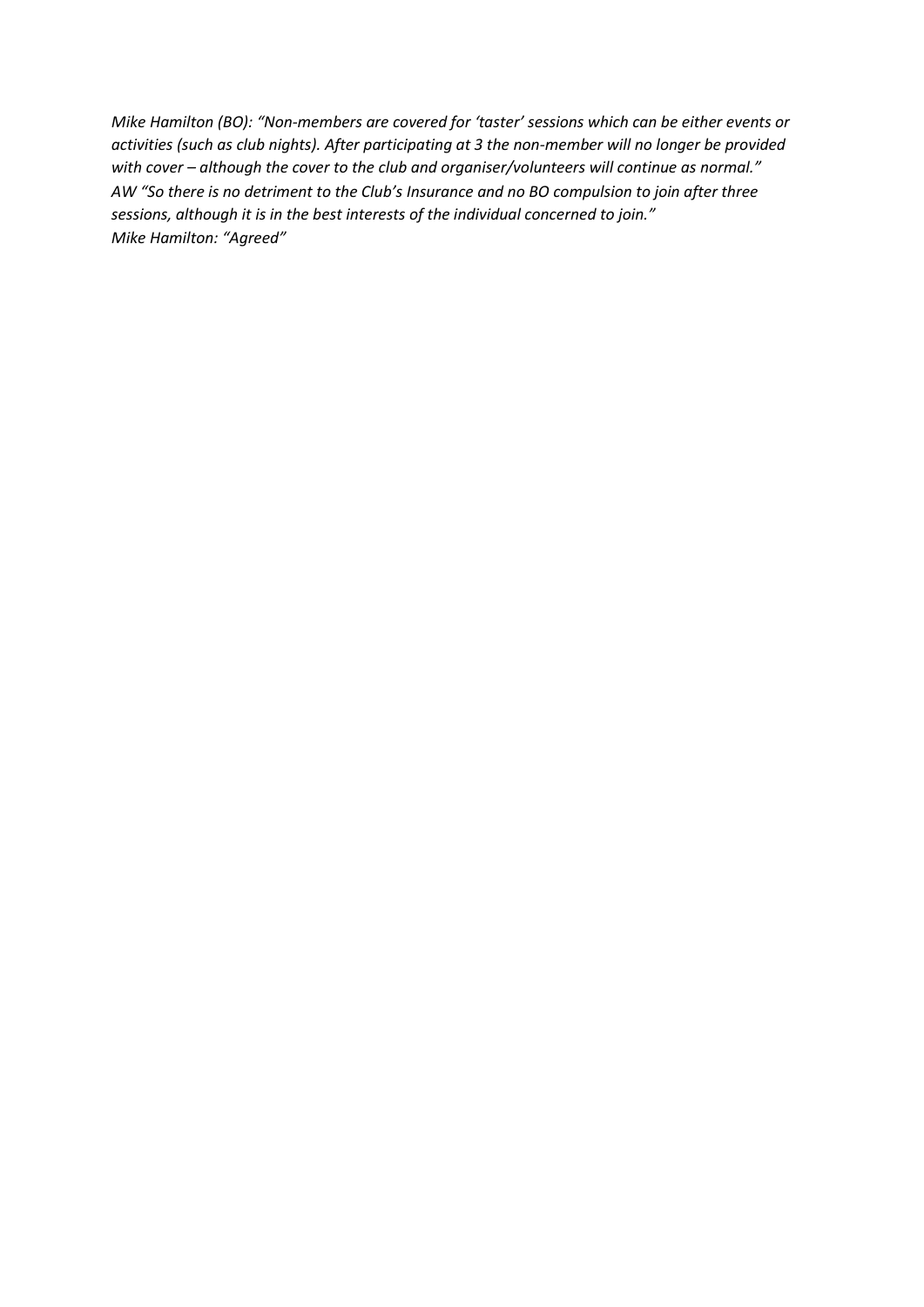*Mike Hamilton (BO): "Non-members are covered for 'taster' sessions which can be either events or activities (such as club nights). After participating at 3 the non-member will no longer be provided with cover – although the cover to the club and organiser/volunteers will continue as normal."*
*AW "So there is no detriment to the Club's Insurance and no BO compulsion to join after three sessions, although it is in the best interests of the individual concerned to join."*
*Mike Hamilton: "Agreed"*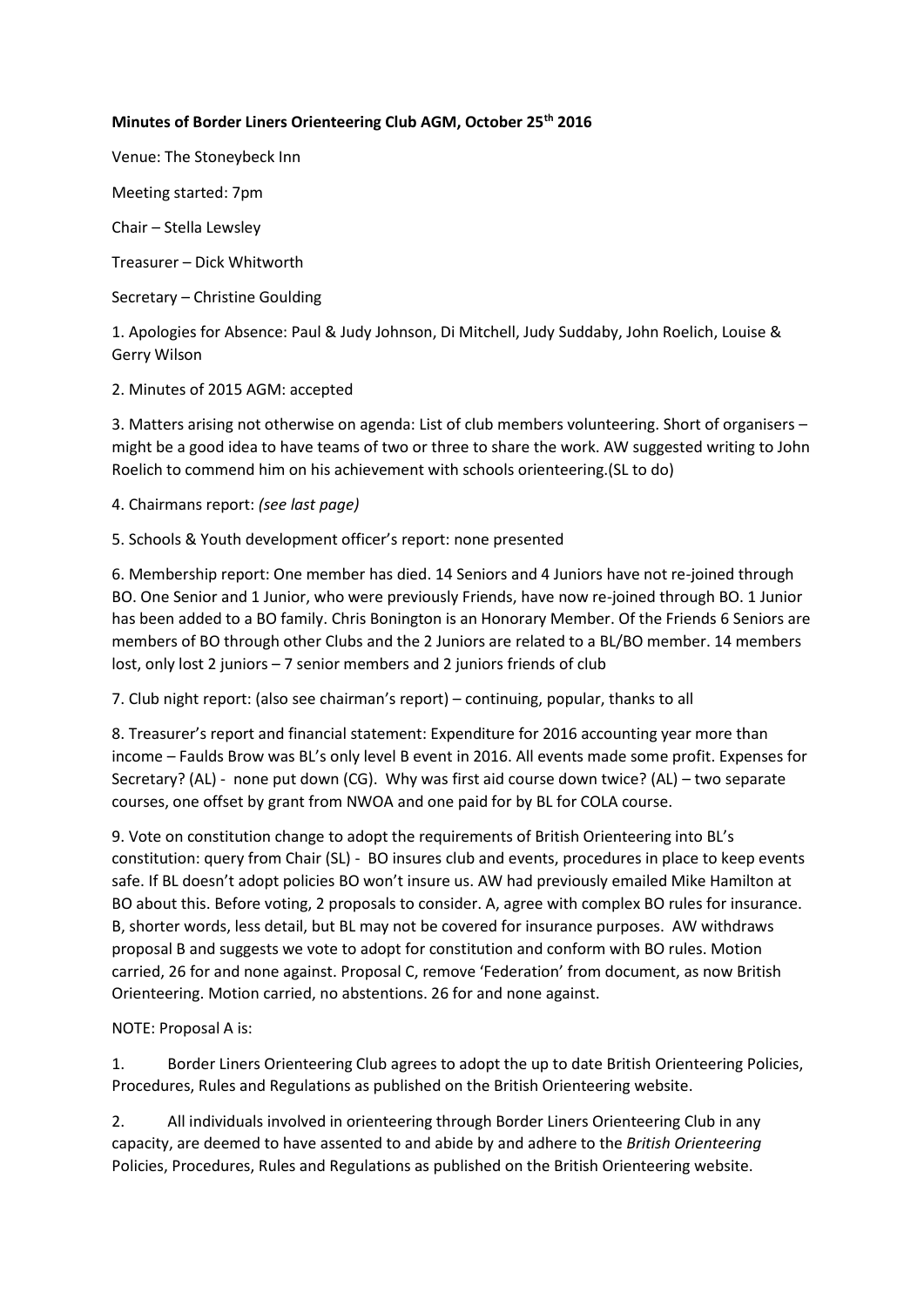**Minutes of Border Liners Orienteering Club AGM, October 25th 2016**

Venue: The Stoneybeck Inn

Meeting started: 7pm

Chair – Stella Lewsley

Treasurer – Dick Whitworth

Secretary – Christine Goulding

1. Apologies for Absence: Paul & Judy Johnson, Di Mitchell, Judy Suddaby, John Roelich, Louise & Gerry Wilson

2. Minutes of 2015 AGM: accepted

3. Matters arising not otherwise on agenda: List of club members volunteering. Short of organisers – might be a good idea to have teams of two or three to share the work. AW suggested writing to John Roelich to commend him on his achievement with schools orienteering.(SL to do)

4. Chairmans report: *(see last page)*

5. Schools & Youth development officer's report: none presented

6. Membership report: One member has died. 14 Seniors and 4 Juniors have not re-joined through BO. One Senior and 1 Junior, who were previously Friends, have now re-joined through BO. 1 Junior has been added to a BO family. Chris Bonington is an Honorary Member. Of the Friends 6 Seniors are members of BO through other Clubs and the 2 Juniors are related to a BL/BO member. 14 members lost, only lost 2 juniors – 7 senior members and 2 juniors friends of club

7. Club night report: (also see chairman's report) – continuing, popular, thanks to all

8. Treasurer's report and financial statement: Expenditure for 2016 accounting year more than income – Faulds Brow was BL's only level B event in 2016. All events made some profit. Expenses for Secretary? (AL) - none put down (CG). Why was first aid course down twice? (AL) – two separate courses, one offset by grant from NWOA and one paid for by BL for COLA course.

9. Vote on constitution change to adopt the requirements of British Orienteering into BL's constitution: query from Chair (SL) - BO insures club and events, procedures in place to keep events safe. If BL doesn't adopt policies BO won't insure us. AW had previously emailed Mike Hamilton at BO about this. Before voting, 2 proposals to consider. A, agree with complex BO rules for insurance. B, shorter words, less detail, but BL may not be covered for insurance purposes. AW withdraws proposal B and suggests we vote to adopt for constitution and conform with BO rules. Motion carried, 26 for and none against. Proposal C, remove 'Federation' from document, as now British Orienteering. Motion carried, no abstentions. 26 for and none against.

NOTE: Proposal A is:

1. Border Liners Orienteering Club agrees to adopt the up to date British Orienteering Policies, Procedures, Rules and Regulations as published on the British Orienteering website.

2. All individuals involved in orienteering through Border Liners Orienteering Club in any capacity, are deemed to have assented to and abide by and adhere to the *British Orienteering* Policies, Procedures, Rules and Regulations as published on the British Orienteering website.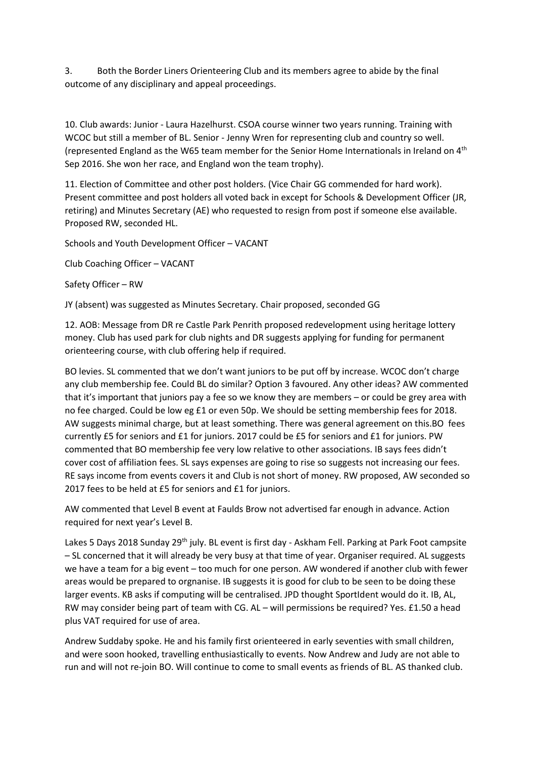3. Both the Border Liners Orienteering Club and its members agree to abide by the final outcome of any disciplinary and appeal proceedings.

10. Club awards: Junior - Laura Hazelhurst. CSOA course winner two years running. Training with WCOC but still a member of BL. Senior - Jenny Wren for representing club and country so well. (represented England as the W65 team member for the Senior Home Internationals in Ireland on 4th Sep 2016. She won her race, and England won the team trophy).

11. Election of Committee and other post holders. (Vice Chair GG commended for hard work). Present committee and post holders all voted back in except for Schools & Development Officer (JR, retiring) and Minutes Secretary (AE) who requested to resign from post if someone else available. Proposed RW, seconded HL.

Schools and Youth Development Officer – VACANT

Club Coaching Officer – VACANT

Safety Officer – RW

JY (absent) was suggested as Minutes Secretary. Chair proposed, seconded GG

12. AOB: Message from DR re Castle Park Penrith proposed redevelopment using heritage lottery money. Club has used park for club nights and DR suggests applying for funding for permanent orienteering course, with club offering help if required.

BO levies. SL commented that we don't want juniors to be put off by increase. WCOC don't charge any club membership fee. Could BL do similar? Option 3 favoured. Any other ideas? AW commented that it's important that juniors pay a fee so we know they are members – or could be grey area with no fee charged. Could be low eg £1 or even 50p. We should be setting membership fees for 2018. AW suggests minimal charge, but at least something. There was general agreement on this.BO fees currently £5 for seniors and £1 for juniors. 2017 could be £5 for seniors and £1 for juniors. PW commented that BO membership fee very low relative to other associations. IB says fees didn't cover cost of affiliation fees. SL says expenses are going to rise so suggests not increasing our fees. RE says income from events covers it and Club is not short of money. RW proposed, AW seconded so 2017 fees to be held at £5 for seniors and £1 for juniors.

AW commented that Level B event at Faulds Brow not advertised far enough in advance. Action required for next year's Level B.

Lakes 5 Days 2018 Sunday 29th july. BL event is first day - Askham Fell. Parking at Park Foot campsite – SL concerned that it will already be very busy at that time of year. Organiser required. AL suggests we have a team for a big event – too much for one person. AW wondered if another club with fewer areas would be prepared to orgnanise. IB suggests it is good for club to be seen to be doing these larger events. KB asks if computing will be centralised. JPD thought SportIdent would do it. IB, AL, RW may consider being part of team with CG. AL – will permissions be required? Yes. £1.50 a head plus VAT required for use of area.

Andrew Suddaby spoke. He and his family first orienteered in early seventies with small children, and were soon hooked, travelling enthusiastically to events. Now Andrew and Judy are not able to run and will not re-join BO. Will continue to come to small events as friends of BL. AS thanked club.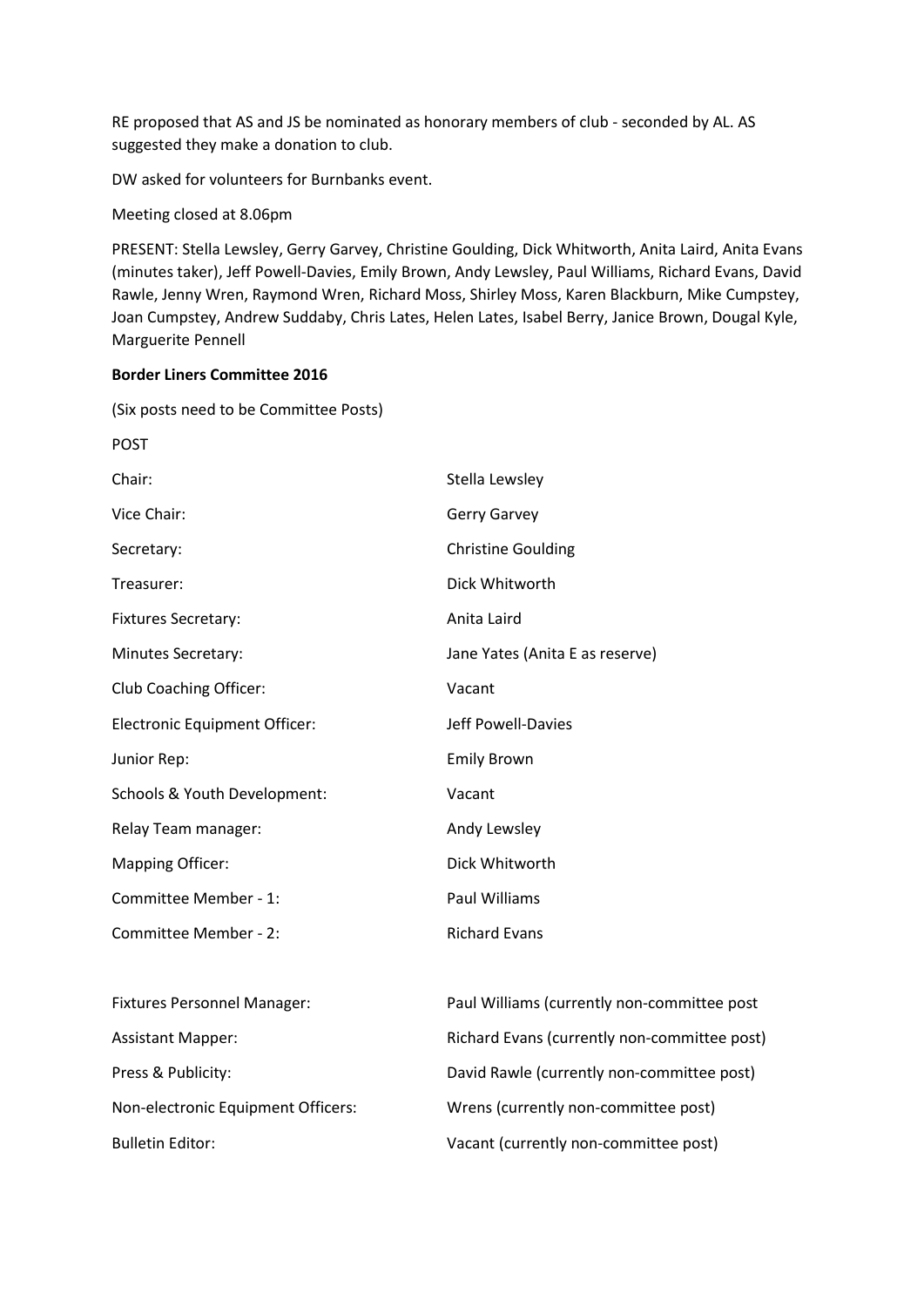RE proposed that AS and JS be nominated as honorary members of club - seconded by AL. AS suggested they make a donation to club.

DW asked for volunteers for Burnbanks event.

Meeting closed at 8.06pm

PRESENT: Stella Lewsley, Gerry Garvey, Christine Goulding, Dick Whitworth, Anita Laird, Anita Evans (minutes taker), Jeff Powell-Davies, Emily Brown, Andy Lewsley, Paul Williams, Richard Evans, David Rawle, Jenny Wren, Raymond Wren, Richard Moss, Shirley Moss, Karen Blackburn, Mike Cumpstey, Joan Cumpstey, Andrew Suddaby, Chris Lates, Helen Lates, Isabel Berry, Janice Brown, Dougal Kyle, Marguerite Pennell

**Border Liners Committee 2016**

(Six posts need to be Committee Posts)

| POST | |
|---|---|
| Chair: | Stella Lewsley |
| Vice Chair: | Gerry Garvey |
| Secretary: | Christine Goulding |
| Treasurer: | Dick Whitworth |
| Fixtures Secretary: | Anita Laird |
| Minutes Secretary: | Jane Yates (Anita E as reserve) |
| Club Coaching Officer: | Vacant |
| Electronic Equipment Officer: | Jeff Powell-Davies |
| Junior Rep: | Emily Brown |
| Schools & Youth Development: | Vacant |
| Relay Team manager: | Andy Lewsley |
| Mapping Officer: | Dick Whitworth |
| Committee Member - 1: | Paul Williams |
| Committee Member - 2: | Richard Evans |
| | |
| Fixtures Personnel Manager: | Paul Williams (currently non-committee post |
| Assistant Mapper: | Richard Evans (currently non-committee post) |
| Press & Publicity: | David Rawle (currently non-committee post) |
| Non-electronic Equipment Officers: | Wrens (currently non-committee post) |
| Bulletin Editor: | Vacant (currently non-committee post) |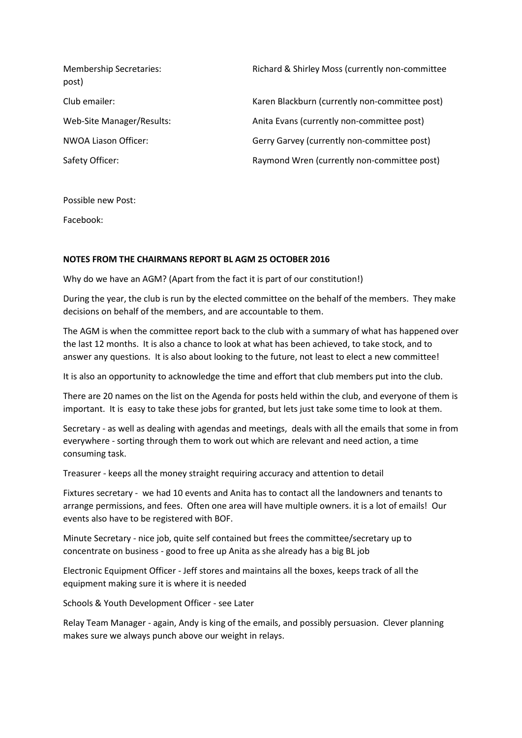Membership Secretaries: Richard & Shirley Moss (currently non-committee post)

Club emailer: Karen Blackburn (currently non-committee post)

Web-Site Manager/Results: Anita Evans (currently non-committee post)

NWOA Liason Officer: Gerry Garvey (currently non-committee post)

Safety Officer: Raymond Wren (currently non-committee post)

Possible new Post:

Facebook:

**NOTES FROM THE CHAIRMANS REPORT BL AGM 25 OCTOBER 2016**

Why do we have an AGM? (Apart from the fact it is part of our constitution!)

During the year, the club is run by the elected committee on the behalf of the members. They make decisions on behalf of the members, and are accountable to them.

The AGM is when the committee report back to the club with a summary of what has happened over the last 12 months. It is also a chance to look at what has been achieved, to take stock, and to answer any questions. It is also about looking to the future, not least to elect a new committee!

It is also an opportunity to acknowledge the time and effort that club members put into the club.

There are 20 names on the list on the Agenda for posts held within the club, and everyone of them is important. It is easy to take these jobs for granted, but lets just take some time to look at them.

Secretary - as well as dealing with agendas and meetings, deals with all the emails that some in from everywhere - sorting through them to work out which are relevant and need action, a time consuming task.

Treasurer - keeps all the money straight requiring accuracy and attention to detail

Fixtures secretary - we had 10 events and Anita has to contact all the landowners and tenants to arrange permissions, and fees. Often one area will have multiple owners. it is a lot of emails! Our events also have to be registered with BOF.

Minute Secretary - nice job, quite self contained but frees the committee/secretary up to concentrate on business - good to free up Anita as she already has a big BL job

Electronic Equipment Officer - Jeff stores and maintains all the boxes, keeps track of all the equipment making sure it is where it is needed

Schools & Youth Development Officer - see Later

Relay Team Manager - again, Andy is king of the emails, and possibly persuasion. Clever planning makes sure we always punch above our weight in relays.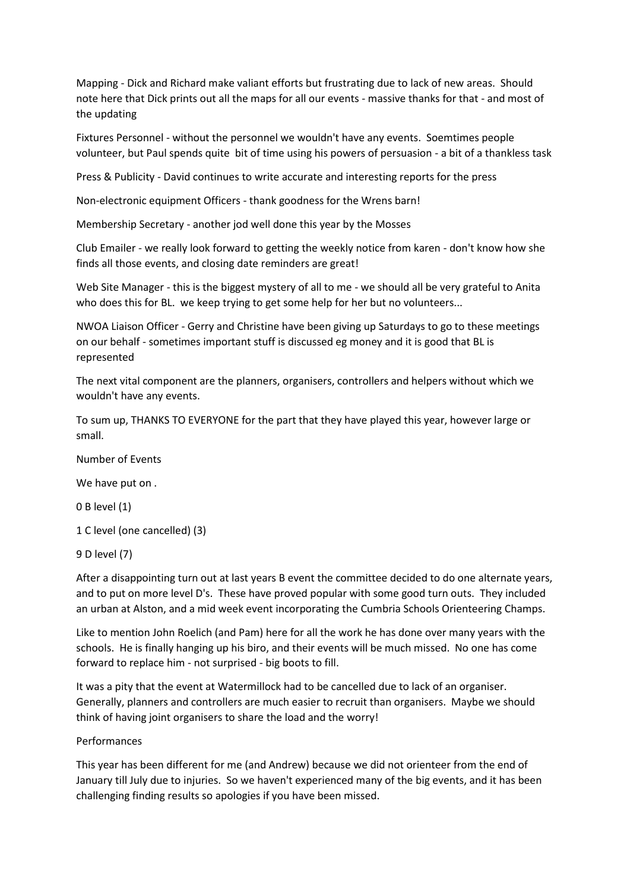Mapping - Dick and Richard make valiant efforts but frustrating due to lack of new areas. Should note here that Dick prints out all the maps for all our events - massive thanks for that - and most of the updating

Fixtures Personnel - without the personnel we wouldn't have any events. Soemtimes people volunteer, but Paul spends quite bit of time using his powers of persuasion - a bit of a thankless task

Press & Publicity - David continues to write accurate and interesting reports for the press

Non-electronic equipment Officers - thank goodness for the Wrens barn!

Membership Secretary - another jod well done this year by the Mosses

Club Emailer - we really look forward to getting the weekly notice from karen - don't know how she finds all those events, and closing date reminders are great!

Web Site Manager - this is the biggest mystery of all to me - we should all be very grateful to Anita who does this for BL. we keep trying to get some help for her but no volunteers...

NWOA Liaison Officer - Gerry and Christine have been giving up Saturdays to go to these meetings on our behalf - sometimes important stuff is discussed eg money and it is good that BL is represented

The next vital component are the planners, organisers, controllers and helpers without which we wouldn't have any events.

To sum up, THANKS TO EVERYONE for the part that they have played this year, however large or small.

Number of Events

We have put on .

0 B level (1)

1 C level (one cancelled) (3)

9 D level (7)

After a disappointing turn out at last years B event the committee decided to do one alternate years, and to put on more level D's. These have proved popular with some good turn outs. They included an urban at Alston, and a mid week event incorporating the Cumbria Schools Orienteering Champs.

Like to mention John Roelich (and Pam) here for all the work he has done over many years with the schools. He is finally hanging up his biro, and their events will be much missed. No one has come forward to replace him - not surprised - big boots to fill.

It was a pity that the event at Watermillock had to be cancelled due to lack of an organiser. Generally, planners and controllers are much easier to recruit than organisers. Maybe we should think of having joint organisers to share the load and the worry!

Performances

This year has been different for me (and Andrew) because we did not orienteer from the end of January till July due to injuries. So we haven't experienced many of the big events, and it has been challenging finding results so apologies if you have been missed.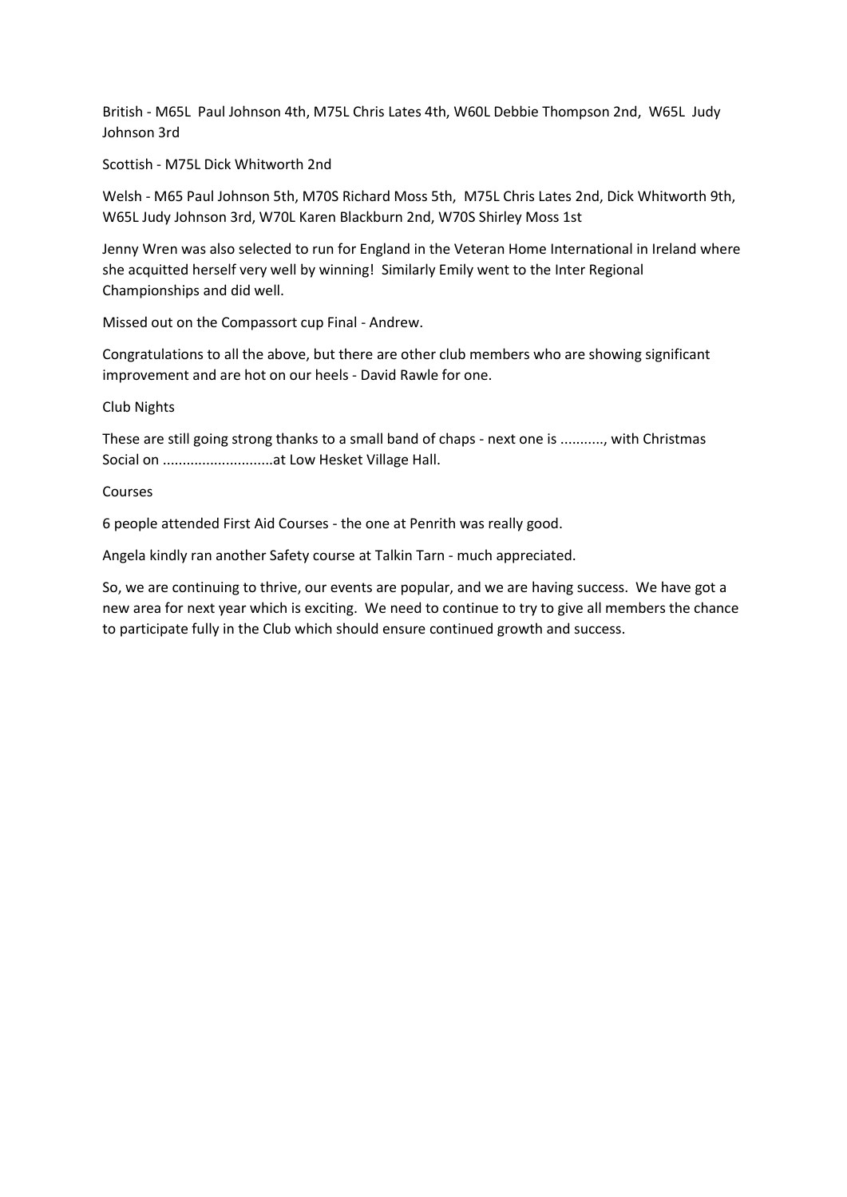British - M65L  Paul Johnson 4th, M75L Chris Lates 4th, W60L Debbie Thompson 2nd,  W65L  Judy Johnson 3rd

Scottish - M75L Dick Whitworth 2nd

Welsh - M65 Paul Johnson 5th, M70S Richard Moss 5th,  M75L Chris Lates 2nd, Dick Whitworth 9th, W65L Judy Johnson 3rd, W70L Karen Blackburn 2nd, W70S Shirley Moss 1st

Jenny Wren was also selected to run for England in the Veteran Home International in Ireland where she acquitted herself very well by winning!  Similarly Emily went to the Inter Regional Championships and did well.

Missed out on the Compassort cup Final - Andrew.

Congratulations to all the above, but there are other club members who are showing significant improvement and are hot on our heels - David Rawle for one.

Club Nights

These are still going strong thanks to a small band of chaps - next one is ..........., with Christmas Social on ...........................at Low Hesket Village Hall.

Courses

6 people attended First Aid Courses - the one at Penrith was really good.

Angela kindly ran another Safety course at Talkin Tarn - much appreciated.

So, we are continuing to thrive, our events are popular, and we are having success.  We have got a new area for next year which is exciting.  We need to continue to try to give all members the chance to participate fully in the Club which should ensure continued growth and success.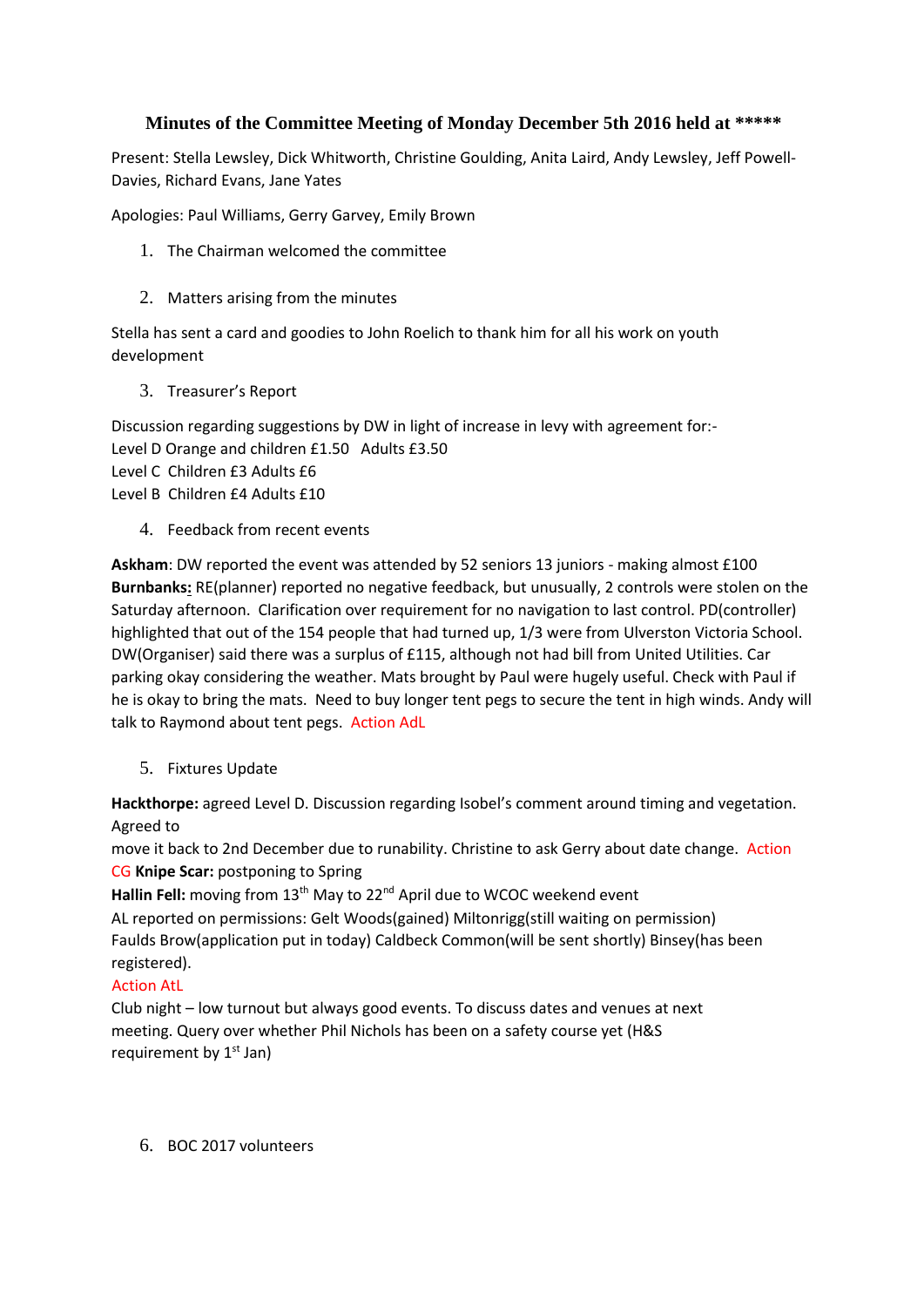## Minutes of the Committee Meeting of Monday December 5th 2016 held at *****

Present: Stella Lewsley, Dick Whitworth, Christine Goulding, Anita Laird, Andy Lewsley, Jeff Powell-Davies, Richard Evans, Jane Yates

Apologies: Paul Williams, Gerry Garvey, Emily Brown

1. The Chairman welcomed the committee

2. Matters arising from the minutes

Stella has sent a card and goodies to John Roelich to thank him for all his work on youth development

3. Treasurer's Report

Discussion regarding suggestions by DW in light of increase in levy with agreement for:-
Level D Orange and children £1.50 Adults £3.50
Level C Children £3 Adults £6
Level B Children £4 Adults £10

4. Feedback from recent events

**Askham**: DW reported the event was attended by 52 seniors 13 juniors - making almost £100
**Burnbanks:** RE(planner) reported no negative feedback, but unusually, 2 controls were stolen on the Saturday afternoon. Clarification over requirement for no navigation to last control. PD(controller) highlighted that out of the 154 people that had turned up, 1/3 were from Ulverston Victoria School. DW(Organiser) said there was a surplus of £115, although not had bill from United Utilities. Car parking okay considering the weather. Mats brought by Paul were hugely useful. Check with Paul if he is okay to bring the mats. Need to buy longer tent pegs to secure the tent in high winds. Andy will talk to Raymond about tent pegs. Action AdL

5. Fixtures Update

**Hackthorpe:** agreed Level D. Discussion regarding Isobel's comment around timing and vegetation. Agreed to
move it back to 2nd December due to runability. Christine to ask Gerry about date change. Action CG **Knipe Scar:** postponing to Spring
**Hallin Fell:** moving from 13th May to 22nd April due to WCOC weekend event
AL reported on permissions: Gelt Woods(gained) Miltonrigg(still waiting on permission)
Faulds Brow(application put in today) Caldbeck Common(will be sent shortly) Binsey(has been registered).
Action AtL
Club night – low turnout but always good events. To discuss dates and venues at next meeting. Query over whether Phil Nichols has been on a safety course yet (H&S requirement by 1st Jan)

6. BOC 2017 volunteers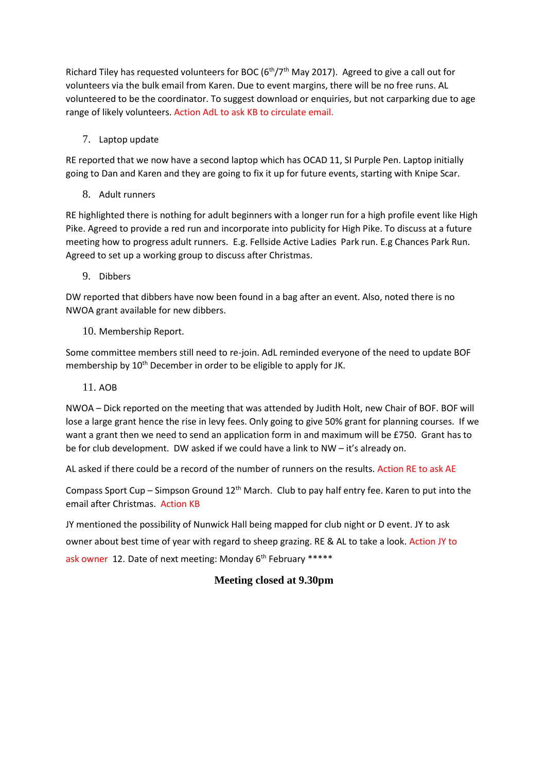Richard Tiley has requested volunteers for BOC (6th/7th May 2017). Agreed to give a call out for volunteers via the bulk email from Karen. Due to event margins, there will be no free runs. AL volunteered to be the coordinator. To suggest download or enquiries, but not carparking due to age range of likely volunteers. Action AdL to ask KB to circulate email.

7. Laptop update

RE reported that we now have a second laptop which has OCAD 11, SI Purple Pen. Laptop initially going to Dan and Karen and they are going to fix it up for future events, starting with Knipe Scar.

8. Adult runners

RE highlighted there is nothing for adult beginners with a longer run for a high profile event like High Pike. Agreed to provide a red run and incorporate into publicity for High Pike. To discuss at a future meeting how to progress adult runners. E.g. Fellside Active Ladies Park run. E.g Chances Park Run. Agreed to set up a working group to discuss after Christmas.

9. Dibbers

DW reported that dibbers have now been found in a bag after an event. Also, noted there is no NWOA grant available for new dibbers.

10. Membership Report.

Some committee members still need to re-join. AdL reminded everyone of the need to update BOF membership by 10th December in order to be eligible to apply for JK.

11. AOB

NWOA – Dick reported on the meeting that was attended by Judith Holt, new Chair of BOF. BOF will lose a large grant hence the rise in levy fees. Only going to give 50% grant for planning courses. If we want a grant then we need to send an application form in and maximum will be £750. Grant has to be for club development. DW asked if we could have a link to NW – it's already on.

AL asked if there could be a record of the number of runners on the results. Action RE to ask AE

Compass Sport Cup – Simpson Ground 12th March. Club to pay half entry fee. Karen to put into the email after Christmas. Action KB

JY mentioned the possibility of Nunwick Hall being mapped for club night or D event. JY to ask owner about best time of year with regard to sheep grazing. RE & AL to take a look. Action JY to ask owner 12. Date of next meeting: Monday 6th February *****

**Meeting closed at 9.30pm**